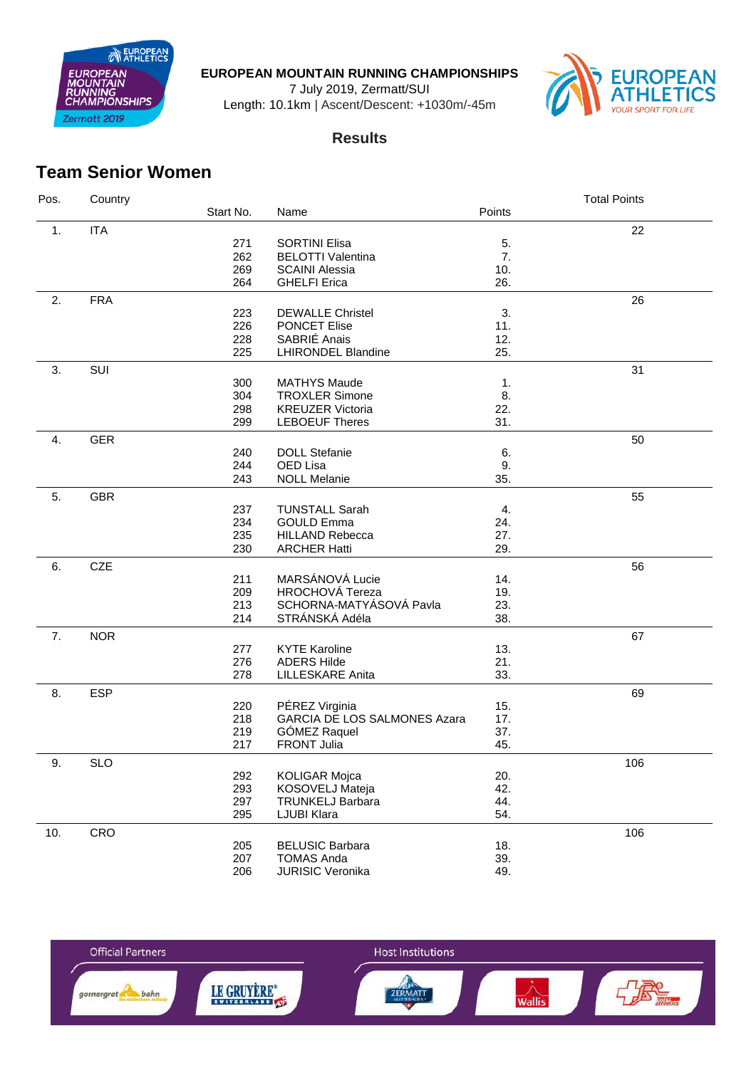**EUROPEAN MOUNTAIN RUNNING CHAMPIONSHIPS**

7 July 2019, Zermatt/SUI

Length: 10.1km | Ascent/Descent: +1030m/-45m

**Results**

## Team Senior Women

| Pos. | Country | Start No. | Name | Points | Total Points |
|---|---|---|---|---|---|
| 1. | ITA | | | | 22 |
| | | 271 | SORTINI Elisa | 5. | |
| | | 262 | BELOTTI Valentina | 7. | |
| | | 269 | SCAINI Alessia | 10. | |
| | | 264 | GHELFI Erica | 26. | |
| 2. | FRA | | | | 26 |
| | | 223 | DEWALLE Christel | 3. | |
| | | 226 | PONCET Elise | 11. | |
| | | 228 | SABRIÉ Anais | 12. | |
| | | 225 | LHIRONDEL Blandine | 25. | |
| 3. | SUI | | | | 31 |
| | | 300 | MATHYS Maude | 1. | |
| | | 304 | TROXLER Simone | 8. | |
| | | 298 | KREUZER Victoria | 22. | |
| | | 299 | LEBOEUF Theres | 31. | |
| 4. | GER | | | | 50 |
| | | 240 | DOLL Stefanie | 6. | |
| | | 244 | OED Lisa | 9. | |
| | | 243 | NOLL Melanie | 35. | |
| 5. | GBR | | | | 55 |
| | | 237 | TUNSTALL Sarah | 4. | |
| | | 234 | GOULD Emma | 24. | |
| | | 235 | HILLAND Rebecca | 27. | |
| | | 230 | ARCHER Hatti | 29. | |
| 6. | CZE | | | | 56 |
| | | 211 | MARSÁNOVÁ Lucie | 14. | |
| | | 209 | HROCHOVÁ Tereza | 19. | |
| | | 213 | SCHORNA-MATYÁSOVÁ Pavla | 23. | |
| | | 214 | STRÁNSKÁ Adéla | 38. | |
| 7. | NOR | | | | 67 |
| | | 277 | KYTE Karoline | 13. | |
| | | 276 | ADERS Hilde | 21. | |
| | | 278 | LILLESKARE Anita | 33. | |
| 8. | ESP | | | | 69 |
| | | 220 | PÉREZ Virginia | 15. | |
| | | 218 | GARCIA DE LOS SALMONES Azara | 17. | |
| | | 219 | GÓMEZ Raquel | 37. | |
| | | 217 | FRONT Julia | 45. | |
| 9. | SLO | | | | 106 |
| | | 292 | KOLIGAR Mojca | 20. | |
| | | 293 | KOSOVELJ Mateja | 42. | |
| | | 297 | TRUNKELJ Barbara | 44. | |
| | | 295 | LJUBI Klara | 54. | |
| 10. | CRO | | | | 106 |
| | | 205 | BELUSIC Barbara | 18. | |
| | | 207 | TOMAS Anda | 39. | |
| | | 206 | JURISIC Veronika | 49. | |

Official Partners

Host Institutions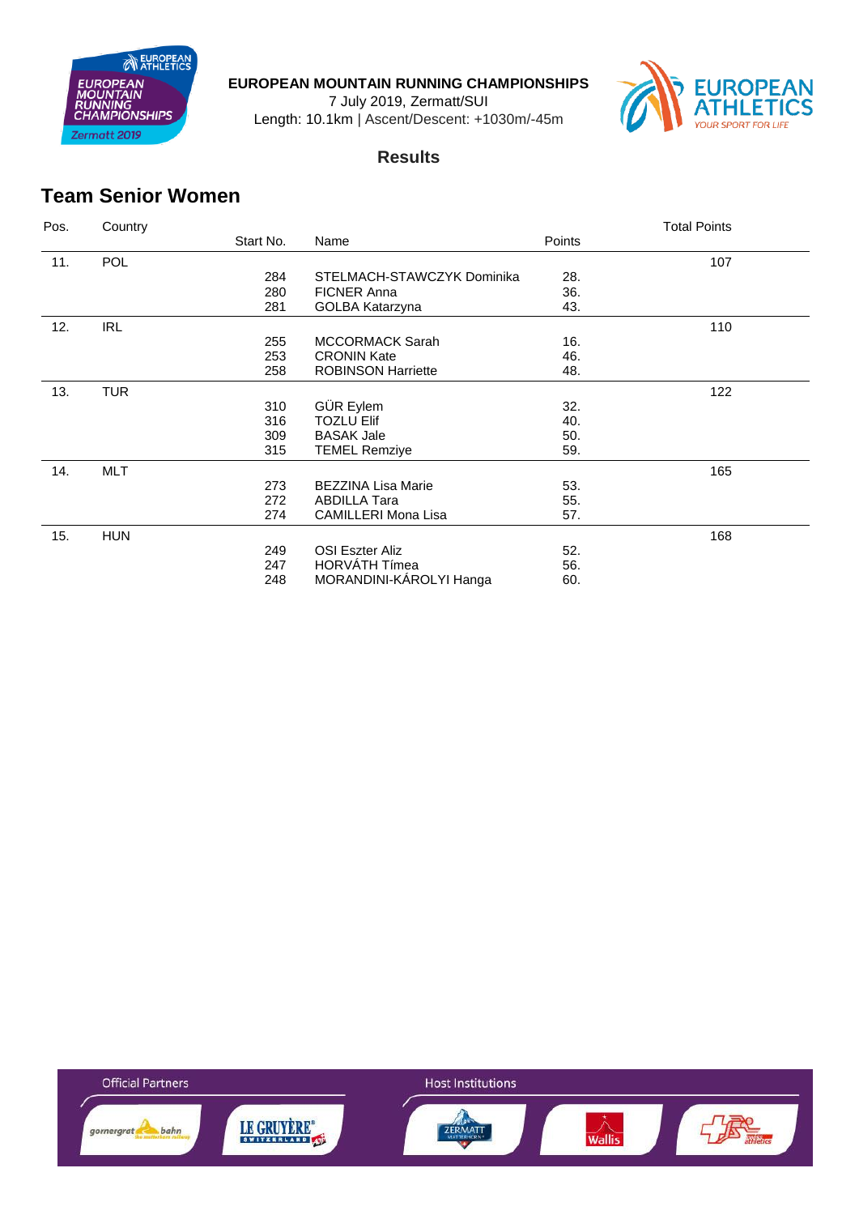**EUROPEAN MOUNTAIN RUNNING CHAMPIONSHIPS**

7 July 2019, Zermatt/SUI

Length: 10.1km | Ascent/Descent: +1030m/-45m

**Results**

## Team Senior Women

| Pos. | Country | Start No. | Name | Points | Total Points |
|---|---|---|---|---|---|
| 11. | POL | | | | 107 |
| | | 284 | STELMACH-STAWCZYK Dominika | 28. | |
| | | 280 | FICNER Anna | 36. | |
| | | 281 | GOLBA Katarzyna | 43. | |
| 12. | IRL | | | | 110 |
| | | 255 | MCCORMACK Sarah | 16. | |
| | | 253 | CRONIN Kate | 46. | |
| | | 258 | ROBINSON Harriette | 48. | |
| 13. | TUR | | | | 122 |
| | | 310 | GÜR Eylem | 32. | |
| | | 316 | TOZLU Elif | 40. | |
| | | 309 | BASAK Jale | 50. | |
| | | 315 | TEMEL Remziye | 59. | |
| 14. | MLT | | | | 165 |
| | | 273 | BEZZINA Lisa Marie | 53. | |
| | | 272 | ABDILLA Tara | 55. | |
| | | 274 | CAMILLERI Mona Lisa | 57. | |
| 15. | HUN | | | | 168 |
| | | 249 | OSI Eszter Aliz | 52. | |
| | | 247 | HORVÁTH Tímea | 56. | |
| | | 248 | MORANDINI-KÁROLYI Hanga | 60. | |

Official Partners

Host Institutions